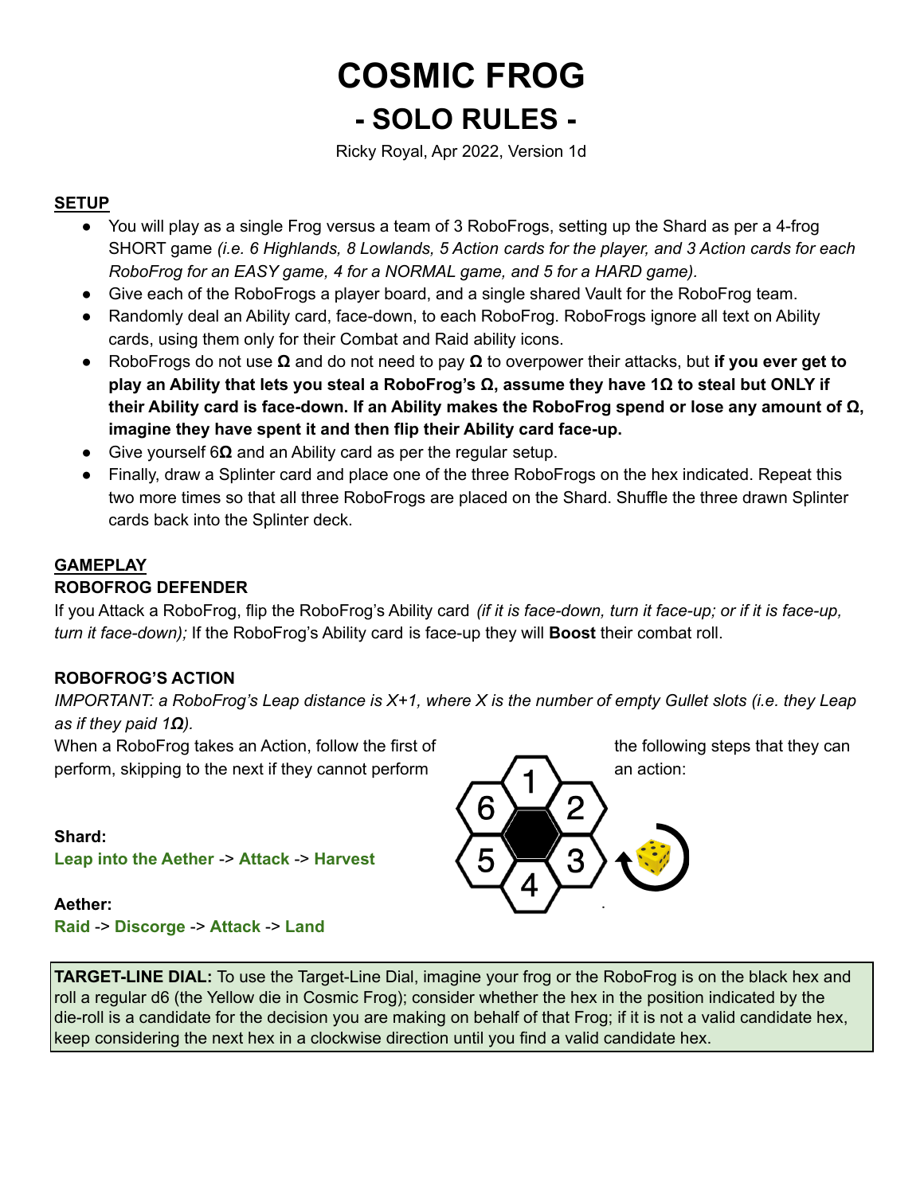# COSMIC FROG

## - SOLO RULES -

Ricky Royal, Apr 2022, Version 1d

### SETUP

- You will play as a single Frog versus a team of 3 RoboFrogs, setting up the Shard as per a 4-frog SHORT game *(i.e. 6 Highlands, 8 Lowlands, 5 Action cards for the player, and 3 Action cards for each RoboFrog for an EASY game, 4 for a NORMAL game, and 5 for a HARD game).*
- Give each of the RoboFrogs a player board, and a single shared Vault for the RoboFrog team.
- Randomly deal an Ability card, face-down, to each RoboFrog. RoboFrogs ignore all text on Ability cards, using them only for their Combat and Raid ability icons.
- RoboFrogs do not use **Ω** and do not need to pay **Ω** to overpower their attacks, but **if you ever get to play an Ability that lets you steal a RoboFrog's Ω, assume they have 1Ω to steal but ONLY if their Ability card is face-down. If an Ability makes the RoboFrog spend or lose any amount of Ω, imagine they have spent it and then flip their Ability card face-up.**
- Give yourself 6**Ω** and an Ability card as per the regular setup.
- Finally, draw a Splinter card and place one of the three RoboFrogs on the hex indicated. Repeat this two more times so that all three RoboFrogs are placed on the Shard. Shuffle the three drawn Splinter cards back into the Splinter deck.

### GAMEPLAY

#### ROBOFROG DEFENDER

If you Attack a RoboFrog, flip the RoboFrog's Ability card *(if it is face-down, turn it face-up; or if it is face-up, turn it face-down);* If the RoboFrog's Ability card is face-up they will **Boost** their combat roll.

#### ROBOFROG'S ACTION

*IMPORTANT: a RoboFrog's Leap distance is X+1, where X is the number of empty Gullet slots (i.e. they Leap as if they paid 1**Ω**).*

When a RoboFrog takes an Action, follow the first of the following steps that they can perform, skipping to the next if they cannot perform an action:

**Shard:**
**Leap into the Aether** -> **Attack** -> **Harvest**

**Aether:**
**Raid** -> **Discorge** -> **Attack** -> **Land**

**TARGET-LINE DIAL:** To use the Target-Line Dial, imagine your frog or the RoboFrog is on the black hex and roll a regular d6 (the Yellow die in Cosmic Frog); consider whether the hex in the position indicated by the die-roll is a candidate for the decision you are making on behalf of that Frog; if it is not a valid candidate hex, keep considering the next hex in a clockwise direction until you find a valid candidate hex.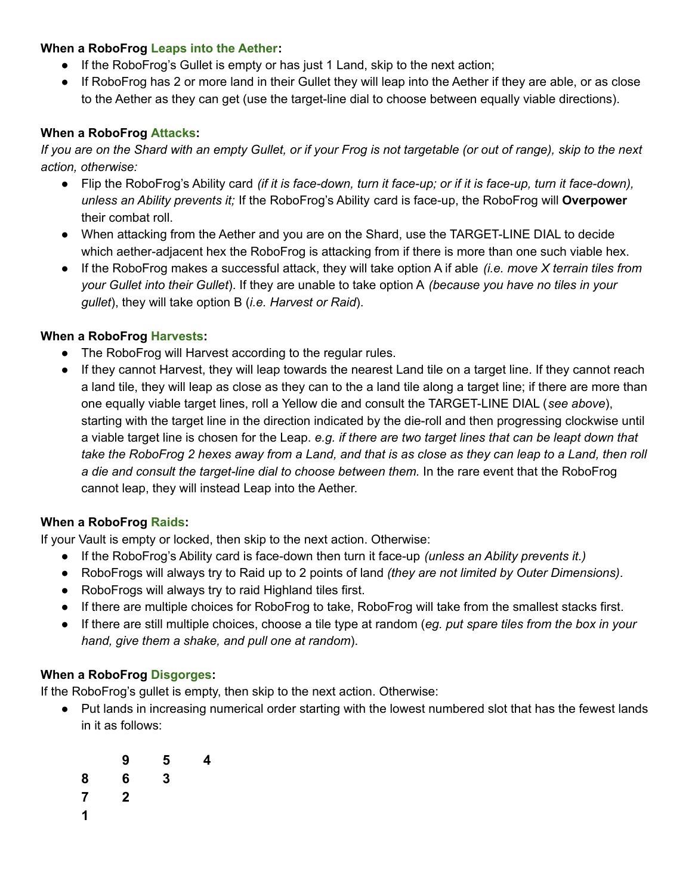**When a RoboFrog Leaps into the Aether:**

- If the RoboFrog's Gullet is empty or has just 1 Land, skip to the next action;
- If RoboFrog has 2 or more land in their Gullet they will leap into the Aether if they are able, or as close to the Aether as they can get (use the target-line dial to choose between equally viable directions).

**When a RoboFrog Attacks:**

*If you are on the Shard with an empty Gullet, or if your Frog is not targetable (or out of range), skip to the next action, otherwise:*

- Flip the RoboFrog's Ability card *(if it is face-down, turn it face-up; or if it is face-up, turn it face-down), unless an Ability prevents it;* If the RoboFrog's Ability card is face-up, the RoboFrog will **Overpower** their combat roll.
- When attacking from the Aether and you are on the Shard, use the TARGET-LINE DIAL to decide which aether-adjacent hex the RoboFrog is attacking from if there is more than one such viable hex.
- If the RoboFrog makes a successful attack, they will take option A if able *(i.e. move X terrain tiles from your Gullet into their Gullet)*. If they are unable to take option A *(because you have no tiles in your gullet)*, they will take option B (*i.e. Harvest or Raid*).

**When a RoboFrog Harvests:**

- The RoboFrog will Harvest according to the regular rules.
- If they cannot Harvest, they will leap towards the nearest Land tile on a target line. If they cannot reach a land tile, they will leap as close as they can to the a land tile along a target line; if there are more than one equally viable target lines, roll a Yellow die and consult the TARGET-LINE DIAL (*see above*), starting with the target line in the direction indicated by the die-roll and then progressing clockwise until a viable target line is chosen for the Leap. *e.g. if there are two target lines that can be leapt down that take the RoboFrog 2 hexes away from a Land, and that is as close as they can leap to a Land, then roll a die and consult the target-line dial to choose between them.* In the rare event that the RoboFrog cannot leap, they will instead Leap into the Aether.

**When a RoboFrog Raids:**

If your Vault is empty or locked, then skip to the next action. Otherwise:

- If the RoboFrog's Ability card is face-down then turn it face-up *(unless an Ability prevents it.)*
- RoboFrogs will always try to Raid up to 2 points of land *(they are not limited by Outer Dimensions)*.
- RoboFrogs will always try to raid Highland tiles first.
- If there are multiple choices for RoboFrog to take, RoboFrog will take from the smallest stacks first.
- If there are still multiple choices, choose a tile type at random (*eg. put spare tiles from the box in your hand, give them a shake, and pull one at random*).

**When a RoboFrog Disgorges:**

If the RoboFrog's gullet is empty, then skip to the next action. Otherwise:

- Put lands in increasing numerical order starting with the lowest numbered slot that has the fewest lands in it as follows:

| | | | |
|---|---|---|---|
| | **9** | **5** | **4** |
| **8** | **6** | **3** | |
| **7** | **2** | | |
| **1** | | | |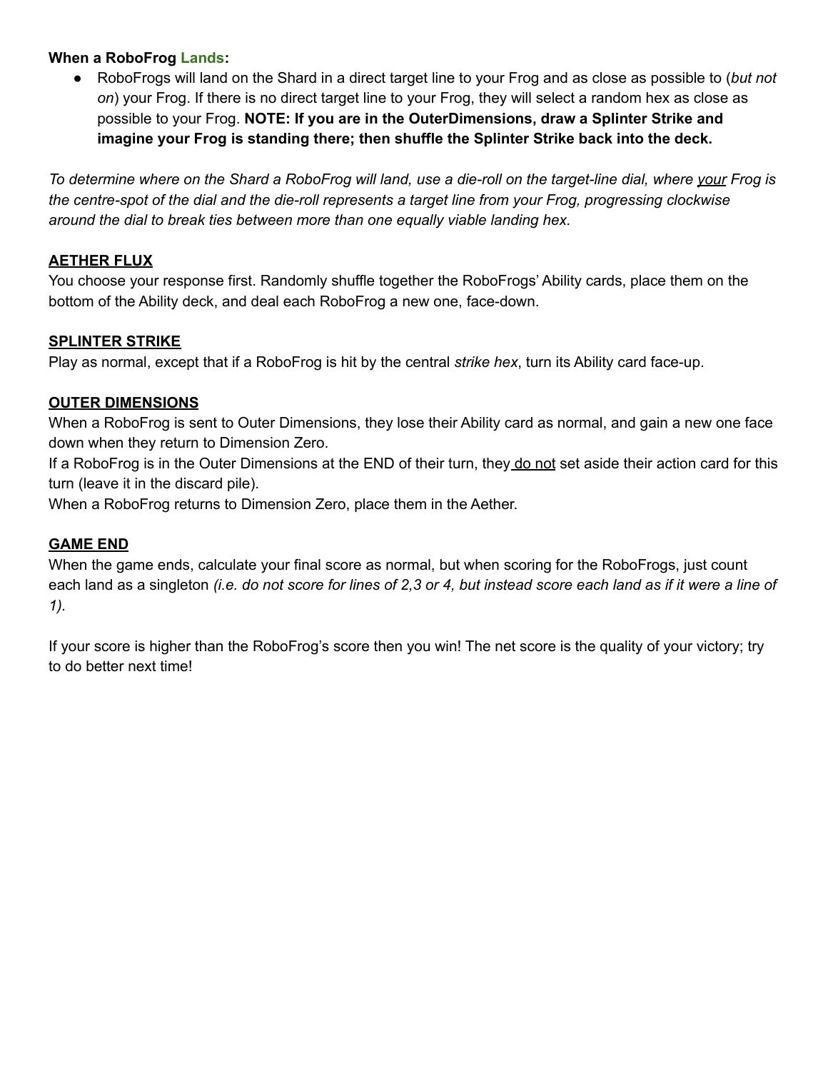**When a RoboFrog Lands:**

- RoboFrogs will land on the Shard in a direct target line to your Frog and as close as possible to (*but not on*) your Frog. If there is no direct target line to your Frog, they will select a random hex as close as possible to your Frog. **NOTE: If you are in the OuterDimensions, draw a Splinter Strike and imagine your Frog is standing there; then shuffle the Splinter Strike back into the deck.**

*To determine where on the Shard a RoboFrog will land, use a die-roll on the target-line dial, where your Frog is the centre-spot of the dial and the die-roll represents a target line from your Frog, progressing clockwise around the dial to break ties between more than one equally viable landing hex.*

## AETHER FLUX

You choose your response first. Randomly shuffle together the RoboFrogs' Ability cards, place them on the bottom of the Ability deck, and deal each RoboFrog a new one, face-down.

## SPLINTER STRIKE

Play as normal, except that if a RoboFrog is hit by the central *strike hex*, turn its Ability card face-up.

## OUTER DIMENSIONS

When a RoboFrog is sent to Outer Dimensions, they lose their Ability card as normal, and gain a new one face down when they return to Dimension Zero.

If a RoboFrog is in the Outer Dimensions at the END of their turn, they do not set aside their action card for this turn (leave it in the discard pile).

When a RoboFrog returns to Dimension Zero, place them in the Aether.

## GAME END

When the game ends, calculate your final score as normal, but when scoring for the RoboFrogs, just count each land as a singleton *(i.e. do not score for lines of 2,3 or 4, but instead score each land as if it were a line of 1).*

If your score is higher than the RoboFrog's score then you win! The net score is the quality of your victory; try to do better next time!